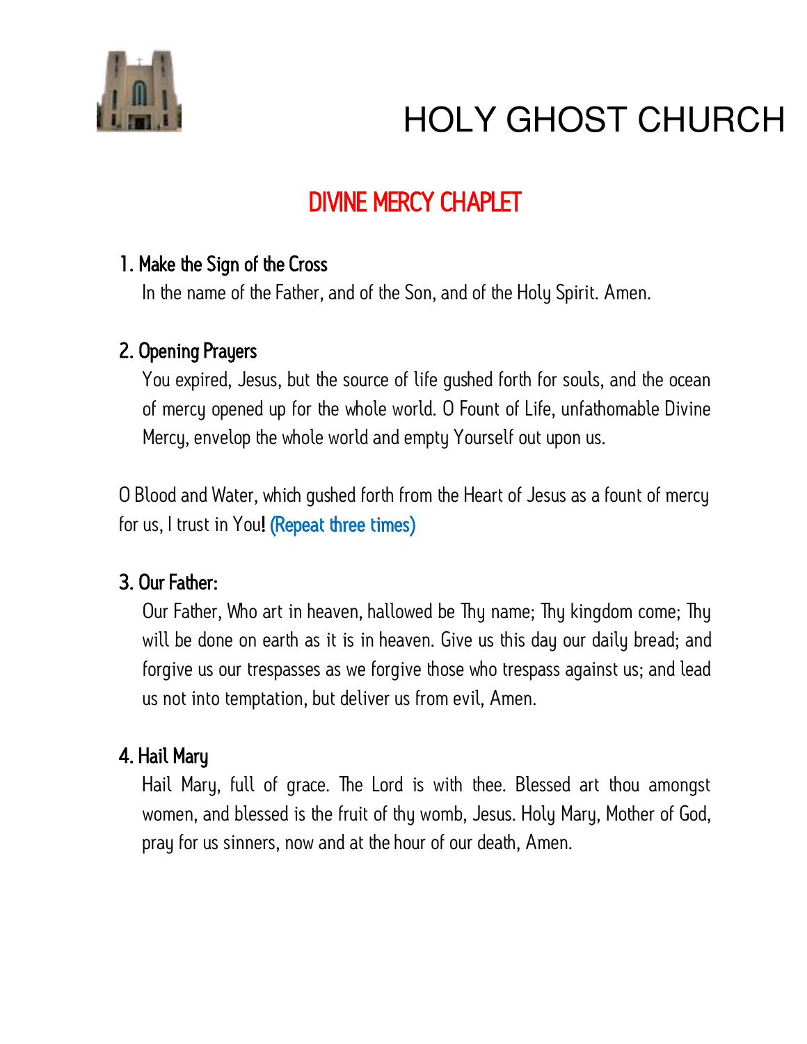# HOLY GHOST CHURCH

## DIVINE MERCY CHAPLET

### 1. Make the Sign of the Cross

In the name of the Father, and of the Son, and of the Holy Spirit. Amen.

### 2. Opening Prayers

You expired, Jesus, but the source of life gushed forth for souls, and the ocean of mercy opened up for the whole world. O Fount of Life, unfathomable Divine Mercy, envelop the whole world and empty Yourself out upon us.

O Blood and Water, which gushed forth from the Heart of Jesus as a fount of mercy for us, I trust in You! (Repeat three times)

### 3. Our Father:

Our Father, Who art in heaven, hallowed be Thy name; Thy kingdom come; Thy will be done on earth as it is in heaven. Give us this day our daily bread; and forgive us our trespasses as we forgive those who trespass against us; and lead us not into temptation, but deliver us from evil, Amen.

### 4. Hail Mary

Hail Mary, full of grace. The Lord is with thee. Blessed art thou amongst women, and blessed is the fruit of thy womb, Jesus. Holy Mary, Mother of God, pray for us sinners, now and at the hour of our death, Amen.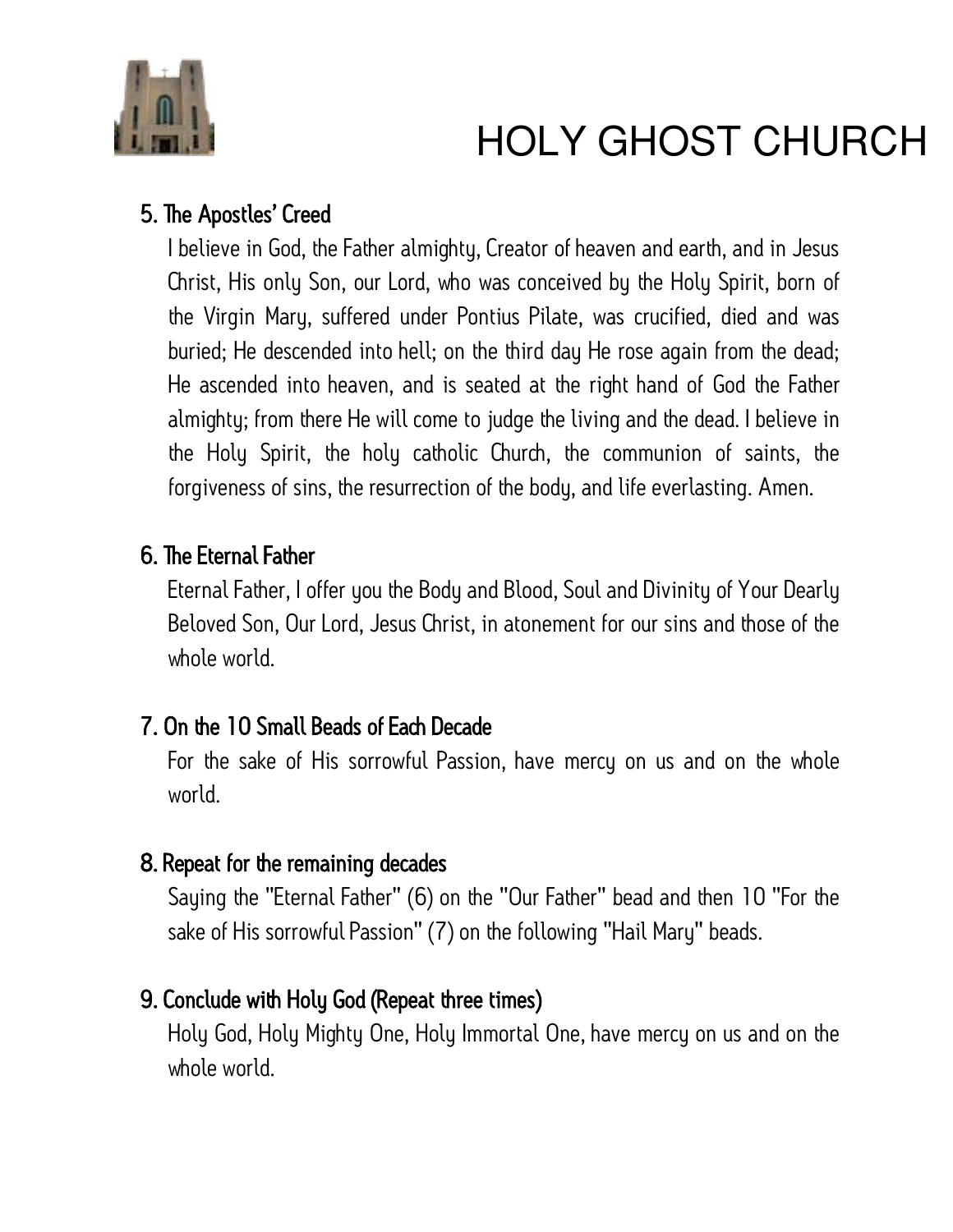## 5. The Apostles' Creed

I believe in God, the Father almighty, Creator of heaven and earth, and in Jesus Christ, His only Son, our Lord, who was conceived by the Holy Spirit, born of the Virgin Mary, suffered under Pontius Pilate, was crucified, died and was buried; He descended into hell; on the third day He rose again from the dead; He ascended into heaven, and is seated at the right hand of God the Father almighty; from there He will come to judge the living and the dead. I believe in the Holy Spirit, the holy catholic Church, the communion of saints, the forgiveness of sins, the resurrection of the body, and life everlasting. Amen.

## 6. The Eternal Father

Eternal Father, I offer you the Body and Blood, Soul and Divinity of Your Dearly Beloved Son, Our Lord, Jesus Christ, in atonement for our sins and those of the whole world.

## 7. On the 10 Small Beads of Each Decade

For the sake of His sorrowful Passion, have mercy on us and on the whole world.

## 8. Repeat for the remaining decades

Saying the "Eternal Father" (6) on the "Our Father" bead and then 10 "For the sake of His sorrowful Passion" (7) on the following "Hail Mary" beads.

## 9. Conclude with Holy God (Repeat three times)

Holy God, Holy Mighty One, Holy Immortal One, have mercy on us and on the whole world.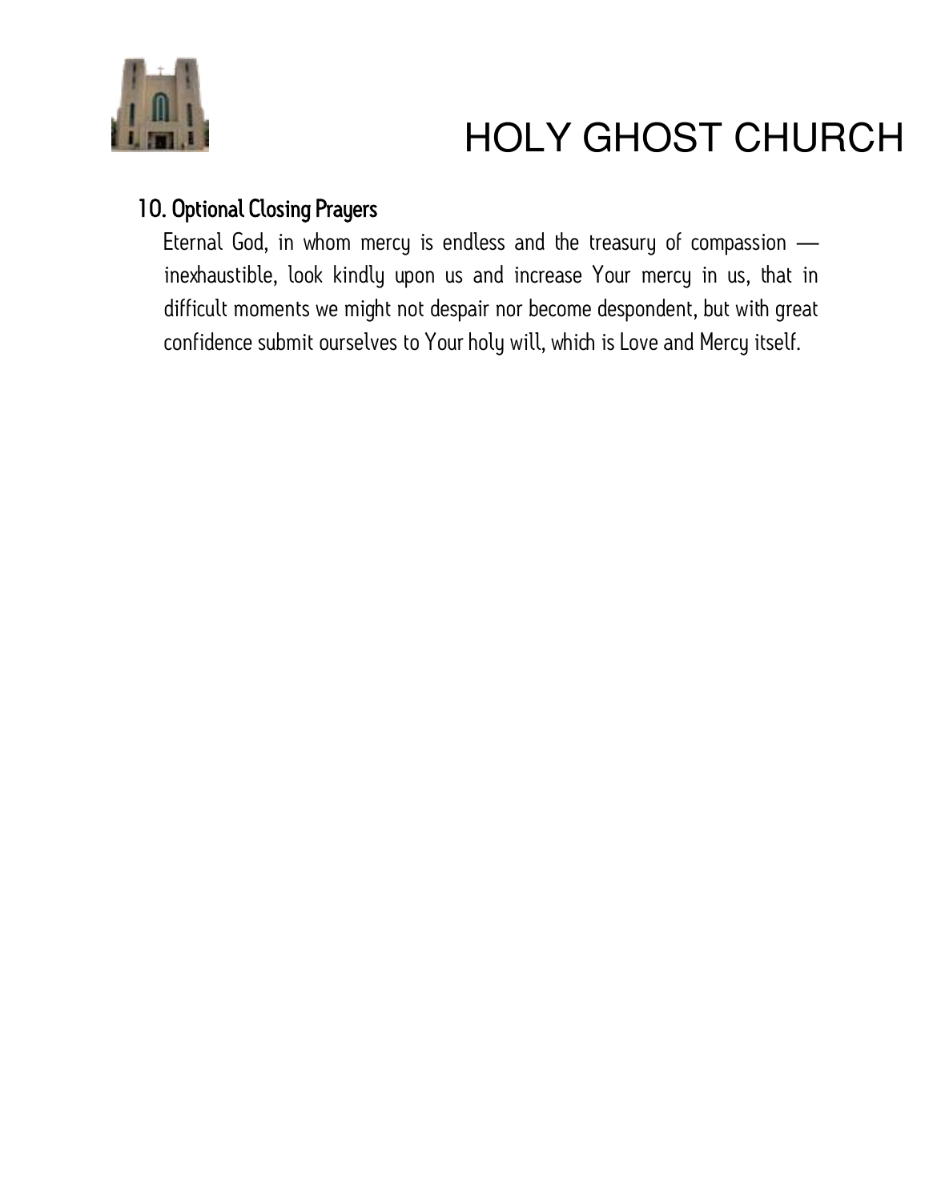## 10. Optional Closing Prayers

Eternal God, in whom mercy is endless and the treasury of compassion — inexhaustible, look kindly upon us and increase Your mercy in us, that in difficult moments we might not despair nor become despondent, but with great confidence submit ourselves to Your holy will, which is Love and Mercy itself.